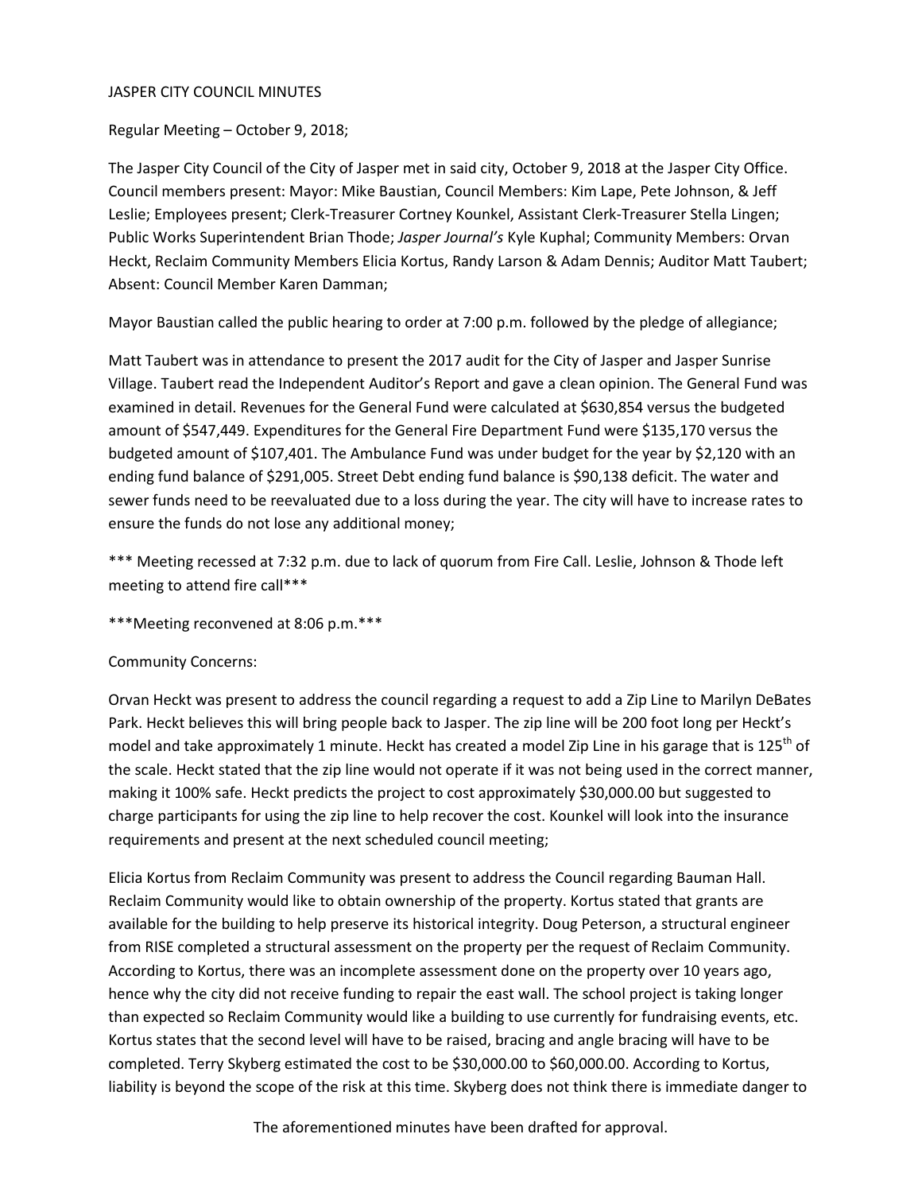JASPER CITY COUNCIL MINUTES

Regular Meeting – October 9, 2018;

The Jasper City Council of the City of Jasper met in said city, October 9, 2018 at the Jasper City Office. Council members present: Mayor: Mike Baustian, Council Members: Kim Lape, Pete Johnson, & Jeff Leslie; Employees present; Clerk-Treasurer Cortney Kounkel, Assistant Clerk-Treasurer Stella Lingen; Public Works Superintendent Brian Thode; *Jasper Journal's* Kyle Kuphal; Community Members: Orvan Heckt, Reclaim Community Members Elicia Kortus, Randy Larson & Adam Dennis; Auditor Matt Taubert; Absent: Council Member Karen Damman;

Mayor Baustian called the public hearing to order at 7:00 p.m. followed by the pledge of allegiance;

Matt Taubert was in attendance to present the 2017 audit for the City of Jasper and Jasper Sunrise Village. Taubert read the Independent Auditor's Report and gave a clean opinion. The General Fund was examined in detail. Revenues for the General Fund were calculated at $630,854 versus the budgeted amount of $547,449. Expenditures for the General Fire Department Fund were $135,170 versus the budgeted amount of $107,401. The Ambulance Fund was under budget for the year by $2,120 with an ending fund balance of $291,005. Street Debt ending fund balance is $90,138 deficit. The water and sewer funds need to be reevaluated due to a loss during the year. The city will have to increase rates to ensure the funds do not lose any additional money;

*** Meeting recessed at 7:32 p.m. due to lack of quorum from Fire Call. Leslie, Johnson & Thode left meeting to attend fire call***

***Meeting reconvened at 8:06 p.m.***

Community Concerns:

Orvan Heckt was present to address the council regarding a request to add a Zip Line to Marilyn DeBates Park. Heckt believes this will bring people back to Jasper. The zip line will be 200 foot long per Heckt's model and take approximately 1 minute. Heckt has created a model Zip Line in his garage that is 125th of the scale. Heckt stated that the zip line would not operate if it was not being used in the correct manner, making it 100% safe. Heckt predicts the project to cost approximately $30,000.00 but suggested to charge participants for using the zip line to help recover the cost. Kounkel will look into the insurance requirements and present at the next scheduled council meeting;

Elicia Kortus from Reclaim Community was present to address the Council regarding Bauman Hall. Reclaim Community would like to obtain ownership of the property. Kortus stated that grants are available for the building to help preserve its historical integrity. Doug Peterson, a structural engineer from RISE completed a structural assessment on the property per the request of Reclaim Community. According to Kortus, there was an incomplete assessment done on the property over 10 years ago, hence why the city did not receive funding to repair the east wall. The school project is taking longer than expected so Reclaim Community would like a building to use currently for fundraising events, etc. Kortus states that the second level will have to be raised, bracing and angle bracing will have to be completed. Terry Skyberg estimated the cost to be $30,000.00 to $60,000.00. According to Kortus, liability is beyond the scope of the risk at this time. Skyberg does not think there is immediate danger to

The aforementioned minutes have been drafted for approval.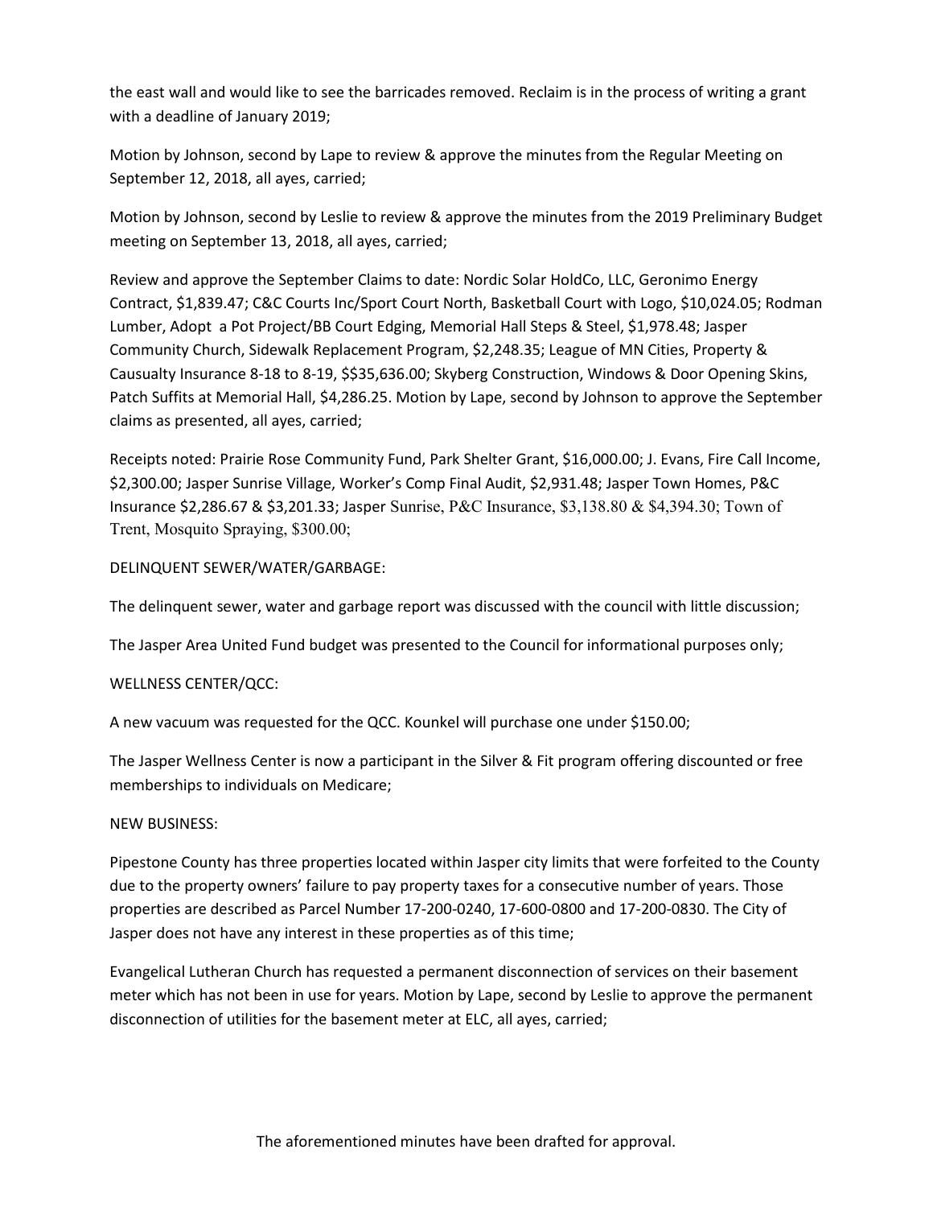the east wall and would like to see the barricades removed. Reclaim is in the process of writing a grant with a deadline of January 2019;

Motion by Johnson, second by Lape to review & approve the minutes from the Regular Meeting on September 12, 2018, all ayes, carried;

Motion by Johnson, second by Leslie to review & approve the minutes from the 2019 Preliminary Budget meeting on September 13, 2018, all ayes, carried;

Review and approve the September Claims to date: Nordic Solar HoldCo, LLC, Geronimo Energy Contract, $1,839.47; C&C Courts Inc/Sport Court North, Basketball Court with Logo, $10,024.05; Rodman Lumber, Adopt a Pot Project/BB Court Edging, Memorial Hall Steps & Steel, $1,978.48; Jasper Community Church, Sidewalk Replacement Program, $2,248.35; League of MN Cities, Property & Causualty Insurance 8-18 to 8-19, $$35,636.00; Skyberg Construction, Windows & Door Opening Skins, Patch Suffits at Memorial Hall, $4,286.25. Motion by Lape, second by Johnson to approve the September claims as presented, all ayes, carried;

Receipts noted: Prairie Rose Community Fund, Park Shelter Grant, $16,000.00; J. Evans, Fire Call Income, $2,300.00; Jasper Sunrise Village, Worker's Comp Final Audit, $2,931.48; Jasper Town Homes, P&C Insurance $2,286.67 & $3,201.33; Jasper Sunrise, P&C Insurance, $3,138.80 & $4,394.30; Town of Trent, Mosquito Spraying, $300.00;

DELINQUENT SEWER/WATER/GARBAGE:

The delinquent sewer, water and garbage report was discussed with the council with little discussion;

The Jasper Area United Fund budget was presented to the Council for informational purposes only;

WELLNESS CENTER/QCC:

A new vacuum was requested for the QCC. Kounkel will purchase one under $150.00;

The Jasper Wellness Center is now a participant in the Silver & Fit program offering discounted or free memberships to individuals on Medicare;

NEW BUSINESS:

Pipestone County has three properties located within Jasper city limits that were forfeited to the County due to the property owners' failure to pay property taxes for a consecutive number of years. Those properties are described as Parcel Number 17-200-0240, 17-600-0800 and 17-200-0830. The City of Jasper does not have any interest in these properties as of this time;

Evangelical Lutheran Church has requested a permanent disconnection of services on their basement meter which has not been in use for years. Motion by Lape, second by Leslie to approve the permanent disconnection of utilities for the basement meter at ELC, all ayes, carried;

The aforementioned minutes have been drafted for approval.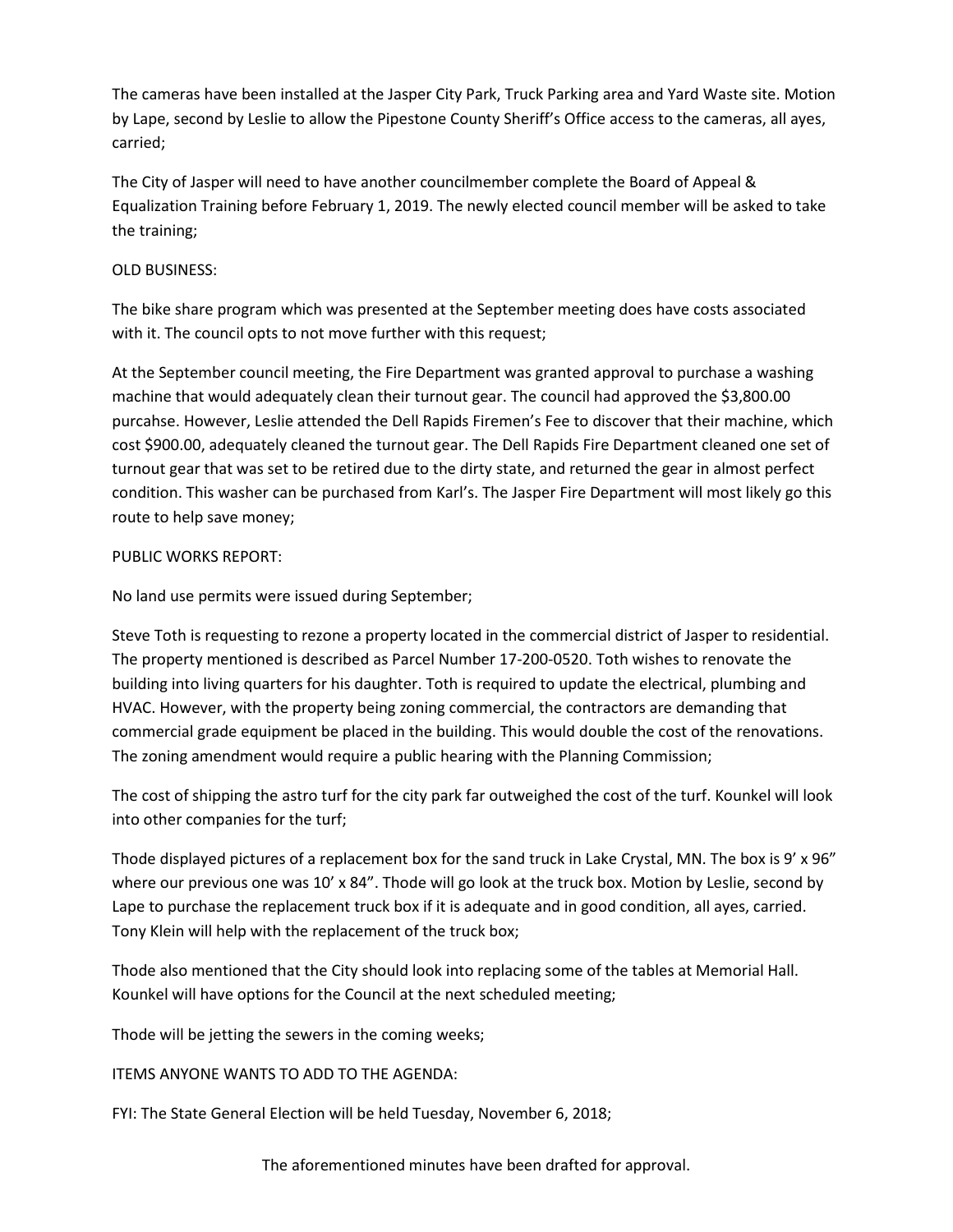The cameras have been installed at the Jasper City Park, Truck Parking area and Yard Waste site. Motion by Lape, second by Leslie to allow the Pipestone County Sheriff's Office access to the cameras, all ayes, carried;

The City of Jasper will need to have another councilmember complete the Board of Appeal & Equalization Training before February 1, 2019. The newly elected council member will be asked to take the training;

OLD BUSINESS:

The bike share program which was presented at the September meeting does have costs associated with it. The council opts to not move further with this request;

At the September council meeting, the Fire Department was granted approval to purchase a washing machine that would adequately clean their turnout gear. The council had approved the $3,800.00 purcahse. However, Leslie attended the Dell Rapids Firemen's Fee to discover that their machine, which cost $900.00, adequately cleaned the turnout gear. The Dell Rapids Fire Department cleaned one set of turnout gear that was set to be retired due to the dirty state, and returned the gear in almost perfect condition. This washer can be purchased from Karl's. The Jasper Fire Department will most likely go this route to help save money;

PUBLIC WORKS REPORT:

No land use permits were issued during September;

Steve Toth is requesting to rezone a property located in the commercial district of Jasper to residential. The property mentioned is described as Parcel Number 17-200-0520. Toth wishes to renovate the building into living quarters for his daughter. Toth is required to update the electrical, plumbing and HVAC. However, with the property being zoning commercial, the contractors are demanding that commercial grade equipment be placed in the building. This would double the cost of the renovations. The zoning amendment would require a public hearing with the Planning Commission;

The cost of shipping the astro turf for the city park far outweighed the cost of the turf. Kounkel will look into other companies for the turf;

Thode displayed pictures of a replacement box for the sand truck in Lake Crystal, MN. The box is 9' x 96" where our previous one was 10' x 84". Thode will go look at the truck box. Motion by Leslie, second by Lape to purchase the replacement truck box if it is adequate and in good condition, all ayes, carried. Tony Klein will help with the replacement of the truck box;

Thode also mentioned that the City should look into replacing some of the tables at Memorial Hall. Kounkel will have options for the Council at the next scheduled meeting;

Thode will be jetting the sewers in the coming weeks;

ITEMS ANYONE WANTS TO ADD TO THE AGENDA:

FYI: The State General Election will be held Tuesday, November 6, 2018;

The aforementioned minutes have been drafted for approval.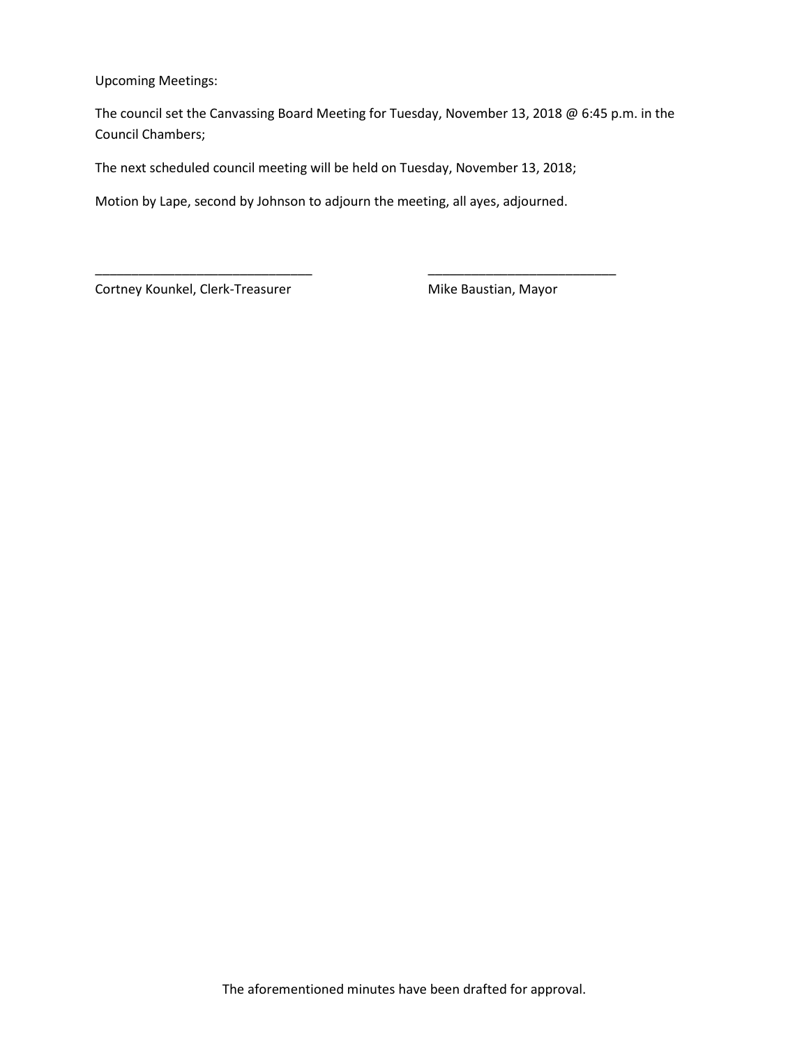Upcoming Meetings:

The council set the Canvassing Board Meeting for Tuesday, November 13, 2018 @ 6:45 p.m. in the Council Chambers;

The next scheduled council meeting will be held on Tuesday, November 13, 2018;

Motion by Lape, second by Johnson to adjourn the meeting, all ayes, adjourned.

______________________________ ______________________________

Cortney Kounkel, Clerk-Treasurer Mike Baustian, Mayor

The aforementioned minutes have been drafted for approval.